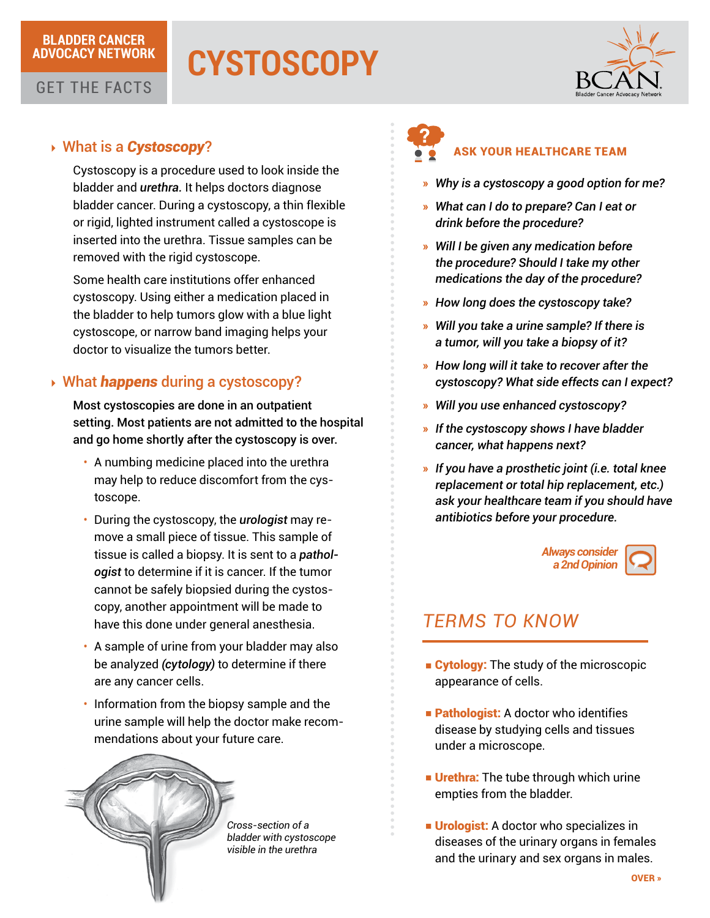BLADDER CANCER ADVOCACY NETWORK

GET THE FACTS

# CYSTOSCOPY

## What is a *Cystoscopy*?

Cystoscopy is a procedure used to look inside the bladder and ***urethra.*** It helps doctors diagnose bladder cancer. During a cystoscopy, a thin flexible or rigid, lighted instrument called a cystoscope is inserted into the urethra. Tissue samples can be removed with the rigid cystoscope.

Some health care institutions offer enhanced cystoscopy. Using either a medication placed in the bladder to help tumors glow with a blue light cystoscope, or narrow band imaging helps your doctor to visualize the tumors better.

## What *happens* during a cystoscopy?

**Most cystoscopies are done in an outpatient setting. Most patients are not admitted to the hospital and go home shortly after the cystoscopy is over.**

- A numbing medicine placed into the urethra may help to reduce discomfort from the cystoscope.
- During the cystoscopy, the ***urologist*** may remove a small piece of tissue. This sample of tissue is called a biopsy. It is sent to a ***pathologist*** to determine if it is cancer. If the tumor cannot be safely biopsied during the cystoscopy, another appointment will be made to have this done under general anesthesia.
- A sample of urine from your bladder may also be analyzed ***(cytology)*** to determine if there are any cancer cells.
- Information from the biopsy sample and the urine sample will help the doctor make recommendations about your future care.

*Cross-section of a bladder with cystoscope visible in the urethra*

## ASK YOUR HEALTHCARE TEAM

- *Why is a cystoscopy a good option for me?*
- *What can I do to prepare? Can I eat or drink before the procedure?*
- *Will I be given any medication before the procedure? Should I take my other medications the day of the procedure?*
- *How long does the cystoscopy take?*
- *Will you take a urine sample? If there is a tumor, will you take a biopsy of it?*
- *How long will it take to recover after the cystoscopy? What side effects can I expect?*
- *Will you use enhanced cystoscopy?*
- *If the cystoscopy shows I have bladder cancer, what happens next?*
- ***If you have a prosthetic joint (i.e. total knee replacement or total hip replacement, etc.) ask your healthcare team if you should have antibiotics before your procedure.***

*Always consider a 2nd Opinion*

## TERMS TO KNOW

- **Cytology:** The study of the microscopic appearance of cells.
- **Pathologist:** A doctor who identifies disease by studying cells and tissues under a microscope.
- **Urethra:** The tube through which urine empties from the bladder.
- **Urologist:** A doctor who specializes in diseases of the urinary organs in females and the urinary and sex organs in males.

OVER »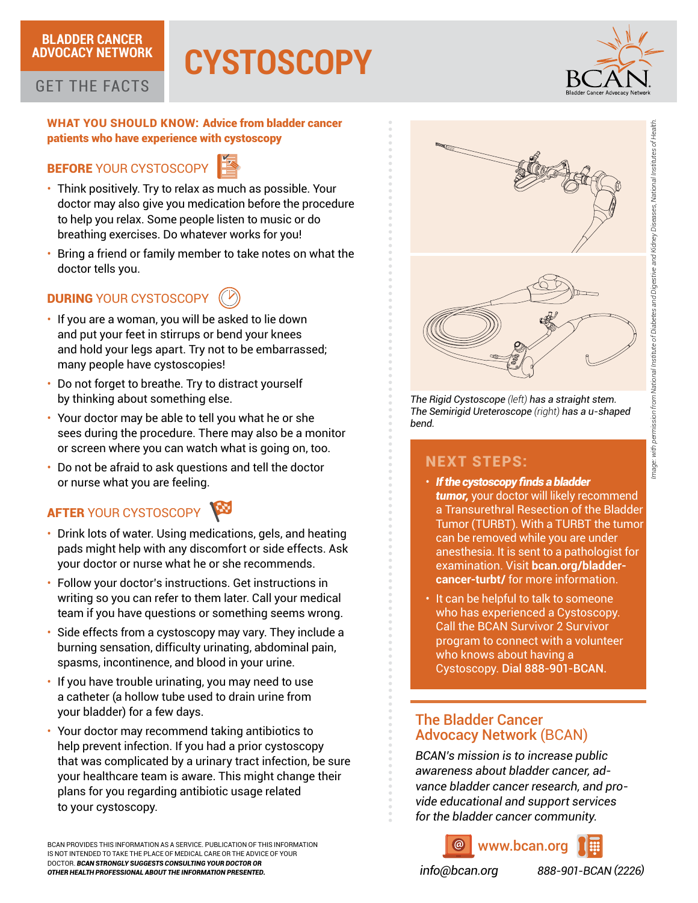**BLADDER CANCER ADVOCACY NETWORK**

GET THE FACTS

# CYSTOSCOPY

**WHAT YOU SHOULD KNOW: Advice from bladder cancer patients who have experience with cystoscopy**

## BEFORE YOUR CYSTOSCOPY

- Think positively. Try to relax as much as possible. Your doctor may also give you medication before the procedure to help you relax. Some people listen to music or do breathing exercises. Do whatever works for you!
- Bring a friend or family member to take notes on what the doctor tells you.

## DURING YOUR CYSTOSCOPY

- If you are a woman, you will be asked to lie down and put your feet in stirrups or bend your knees and hold your legs apart. Try not to be embarrassed; many people have cystoscopies!
- Do not forget to breathe. Try to distract yourself by thinking about something else.
- Your doctor may be able to tell you what he or she sees during the procedure. There may also be a monitor or screen where you can watch what is going on, too.
- Do not be afraid to ask questions and tell the doctor or nurse what you are feeling.

## AFTER YOUR CYSTOSCOPY

- Drink lots of water. Using medications, gels, and heating pads might help with any discomfort or side effects. Ask your doctor or nurse what he or she recommends.
- Follow your doctor's instructions. Get instructions in writing so you can refer to them later. Call your medical team if you have questions or something seems wrong.
- Side effects from a cystoscopy may vary. They include a burning sensation, difficulty urinating, abdominal pain, spasms, incontinence, and blood in your urine.
- If you have trouble urinating, you may need to use a catheter (a hollow tube used to drain urine from your bladder) for a few days.
- Your doctor may recommend taking antibiotics to help prevent infection. If you had a prior cystoscopy that was complicated by a urinary tract infection, be sure your healthcare team is aware. This might change their plans for you regarding antibiotic usage related to your cystoscopy.

*The Rigid Cystoscope (left) has a straight stem. The Semirigid Ureteroscope (right) has a u-shaped bend.*

*Image: with permission from National Institute of Diabetes and Digestive and Kidney Diseases, National Institutes of Health.*

## NEXT STEPS:

- ***If the cystoscopy finds a bladder tumor,*** your doctor will likely recommend a Transurethral Resection of the Bladder Tumor (TURBT). With a TURBT the tumor can be removed while you are under anesthesia. It is sent to a pathologist for examination. Visit **bcan.org/bladder-cancer-turbt/** for more information.
- It can be helpful to talk to someone who has experienced a Cystoscopy. Call the BCAN Survivor 2 Survivor program to connect with a volunteer who knows about having a Cystoscopy. **Dial 888-901-BCAN.**

## The Bladder Cancer Advocacy Network (BCAN)

*BCAN's mission is to increase public awareness about bladder cancer, advance bladder cancer research, and provide educational and support services for the bladder cancer community.*

**www.bcan.org**

*info@bcan.org* *888-901-BCAN (2226)*

BCAN PROVIDES THIS INFORMATION AS A SERVICE. PUBLICATION OF THIS INFORMATION IS NOT INTENDED TO TAKE THE PLACE OF MEDICAL CARE OR THE ADVICE OF YOUR DOCTOR. ***BCAN STRONGLY SUGGESTS CONSULTING YOUR DOCTOR OR OTHER HEALTH PROFESSIONAL ABOUT THE INFORMATION PRESENTED.***